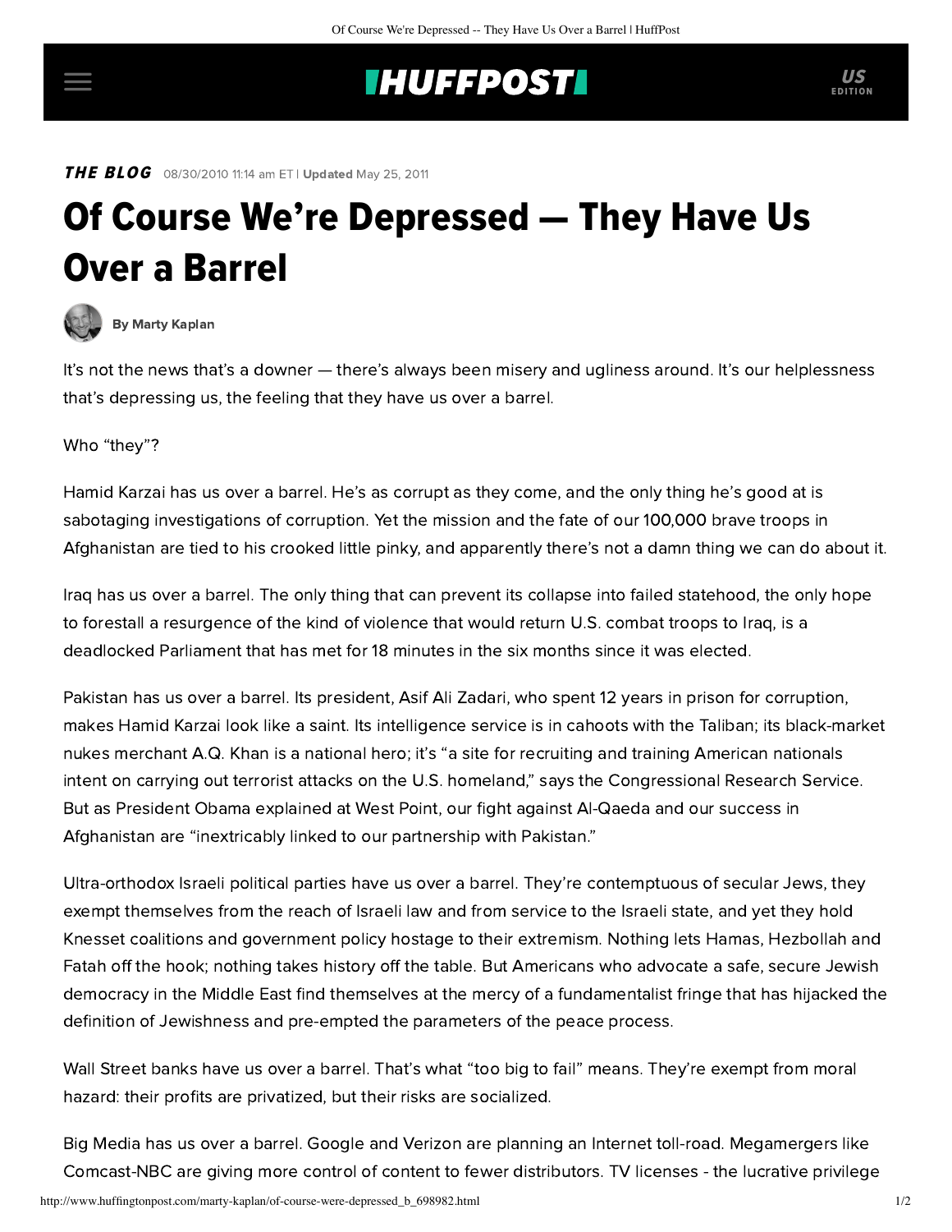**THE BLOG** 08/30/2010 11:14 am ET | **Updated** May 25, 2011

# Of Course We're Depressed — They Have Us Over a Barrel

By Marty Kaplan

It's not the news that's a downer — there's always been misery and ugliness around. It's our helplessness that's depressing us, the feeling that they have us over a barrel.

Who "they"?

Hamid Karzai has us over a barrel. He's as corrupt as they come, and the only thing he's good at is sabotaging investigations of corruption. Yet the mission and the fate of our 100,000 brave troops in Afghanistan are tied to his crooked little pinky, and apparently there's not a damn thing we can do about it.

Iraq has us over a barrel. The only thing that can prevent its collapse into failed statehood, the only hope to forestall a resurgence of the kind of violence that would return U.S. combat troops to Iraq, is a deadlocked Parliament that has met for 18 minutes in the six months since it was elected.

Pakistan has us over a barrel. Its president, Asif Ali Zadari, who spent 12 years in prison for corruption, makes Hamid Karzai look like a saint. Its intelligence service is in cahoots with the Taliban; its black-market nukes merchant A.Q. Khan is a national hero; it's "a site for recruiting and training American nationals intent on carrying out terrorist attacks on the U.S. homeland," says the Congressional Research Service. But as President Obama explained at West Point, our fight against Al-Qaeda and our success in Afghanistan are "inextricably linked to our partnership with Pakistan."

Ultra-orthodox Israeli political parties have us over a barrel. They're contemptuous of secular Jews, they exempt themselves from the reach of Israeli law and from service to the Israeli state, and yet they hold Knesset coalitions and government policy hostage to their extremism. Nothing lets Hamas, Hezbollah and Fatah off the hook; nothing takes history off the table. But Americans who advocate a safe, secure Jewish democracy in the Middle East find themselves at the mercy of a fundamentalist fringe that has hijacked the definition of Jewishness and pre-empted the parameters of the peace process.

Wall Street banks have us over a barrel. That's what "too big to fail" means. They're exempt from moral hazard: their profits are privatized, but their risks are socialized.

Big Media has us over a barrel. Google and Verizon are planning an Internet toll-road. Megamergers like Comcast-NBC are giving more control of content to fewer distributors. TV licenses - the lucrative privilege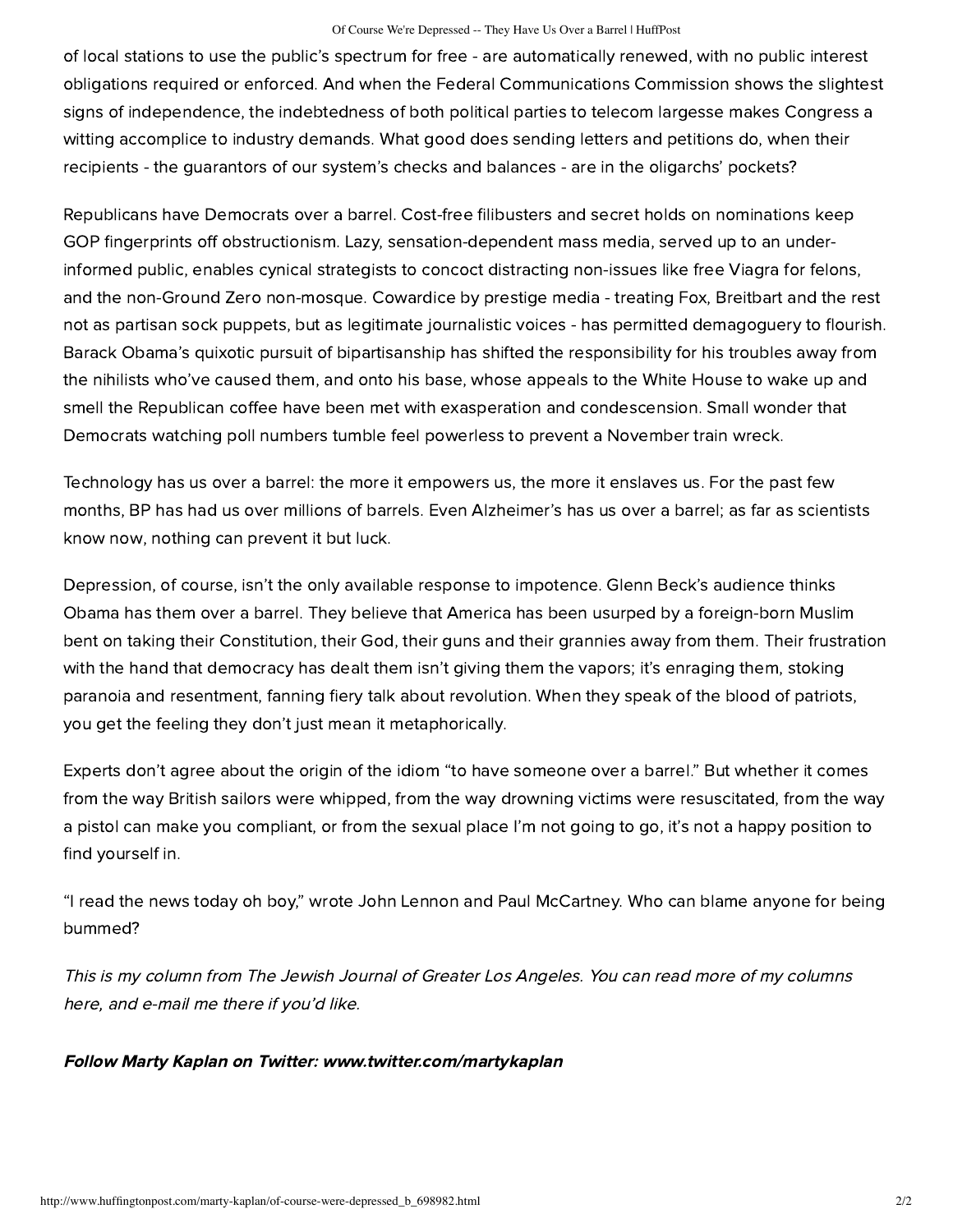of local stations to use the public's spectrum for free - are automatically renewed, with no public interest obligations required or enforced. And when the Federal Communications Commission shows the slightest signs of independence, the indebtedness of both political parties to telecom largesse makes Congress a witting accomplice to industry demands. What good does sending letters and petitions do, when their recipients - the guarantors of our system's checks and balances - are in the oligarchs' pockets?

Republicans have Democrats over a barrel. Cost-free filibusters and secret holds on nominations keep GOP fingerprints off obstructionism. Lazy, sensation-dependent mass media, served up to an under-informed public, enables cynical strategists to concoct distracting non-issues like free Viagra for felons, and the non-Ground Zero non-mosque. Cowardice by prestige media - treating Fox, Breitbart and the rest not as partisan sock puppets, but as legitimate journalistic voices - has permitted demagoguery to flourish. Barack Obama's quixotic pursuit of bipartisanship has shifted the responsibility for his troubles away from the nihilists who've caused them, and onto his base, whose appeals to the White House to wake up and smell the Republican coffee have been met with exasperation and condescension. Small wonder that Democrats watching poll numbers tumble feel powerless to prevent a November train wreck.

Technology has us over a barrel: the more it empowers us, the more it enslaves us. For the past few months, BP has had us over millions of barrels. Even Alzheimer's has us over a barrel; as far as scientists know now, nothing can prevent it but luck.

Depression, of course, isn't the only available response to impotence. Glenn Beck's audience thinks Obama has them over a barrel. They believe that America has been usurped by a foreign-born Muslim bent on taking their Constitution, their God, their guns and their grannies away from them. Their frustration with the hand that democracy has dealt them isn't giving them the vapors; it's enraging them, stoking paranoia and resentment, fanning fiery talk about revolution. When they speak of the blood of patriots, you get the feeling they don't just mean it metaphorically.

Experts don't agree about the origin of the idiom "to have someone over a barrel." But whether it comes from the way British sailors were whipped, from the way drowning victims were resuscitated, from the way a pistol can make you compliant, or from the sexual place I'm not going to go, it's not a happy position to find yourself in.

"I read the news today oh boy," wrote John Lennon and Paul McCartney. Who can blame anyone for being bummed?

*This is my column from The Jewish Journal of Greater Los Angeles. You can read more of my columns here, and e-mail me there if you'd like.*

***Follow Marty Kaplan on Twitter: www.twitter.com/martykaplan***